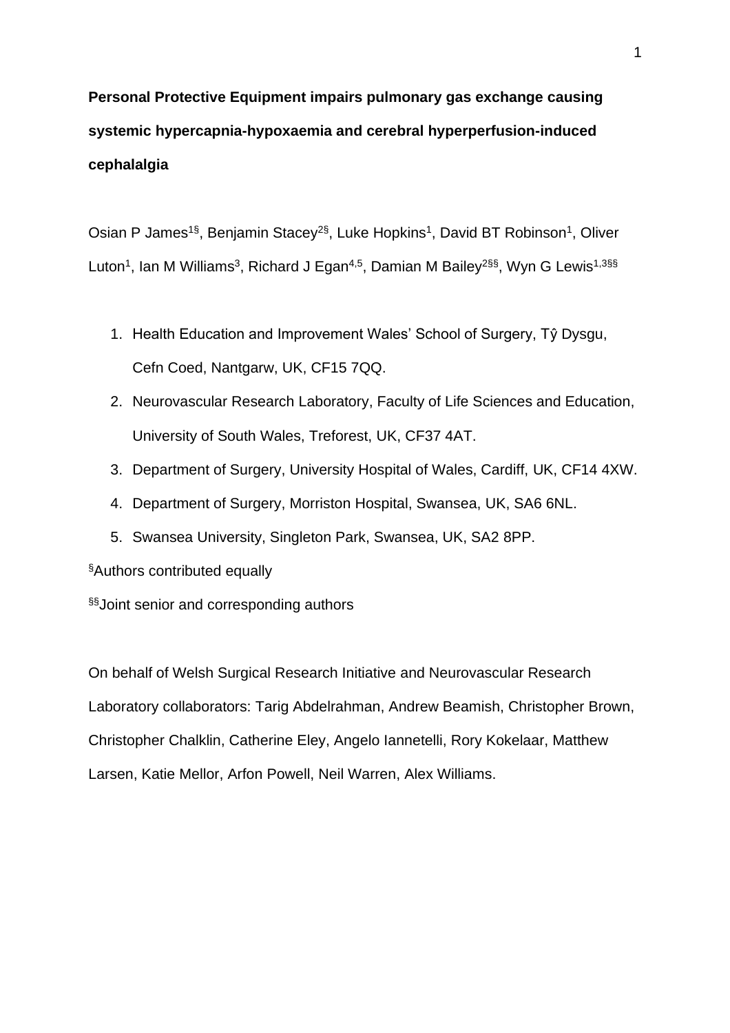# Personal Protective Equipment impairs pulmonary gas exchange causing systemic hypercapnia-hypoxaemia and cerebral hyperperfusion-induced cephalalgia

Osian P James[1§], Benjamin Stacey[2§], Luke Hopkins[1], David BT Robinson[1], Oliver Luton[1], Ian M Williams[3], Richard J Egan[4,5], Damian M Bailey[2§§], Wyn G Lewis[1,3§§]

1. Health Education and Improvement Wales' School of Surgery, Tŷ Dysgu, Cefn Coed, Nantgarw, UK, CF15 7QQ.
2. Neurovascular Research Laboratory, Faculty of Life Sciences and Education, University of South Wales, Treforest, UK, CF37 4AT.
3. Department of Surgery, University Hospital of Wales, Cardiff, UK, CF14 4XW.
4. Department of Surgery, Morriston Hospital, Swansea, UK, SA6 6NL.
5. Swansea University, Singleton Park, Swansea, UK, SA2 8PP.

[§]Authors contributed equally

[§§]Joint senior and corresponding authors

On behalf of Welsh Surgical Research Initiative and Neurovascular Research Laboratory collaborators: Tarig Abdelrahman, Andrew Beamish, Christopher Brown, Christopher Chalklin, Catherine Eley, Angelo Iannetelli, Rory Kokelaar, Matthew Larsen, Katie Mellor, Arfon Powell, Neil Warren, Alex Williams.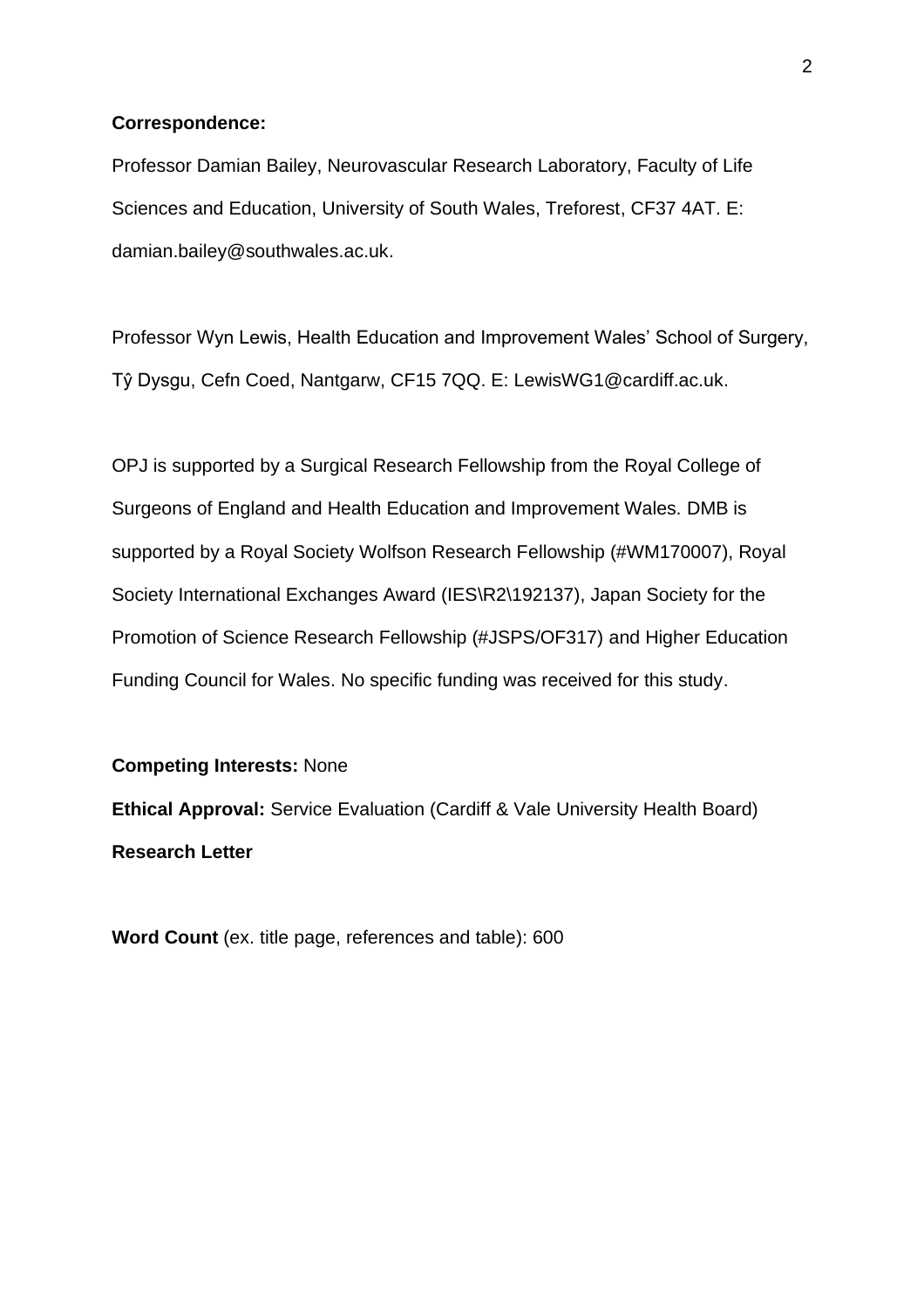**Correspondence:**

Professor Damian Bailey, Neurovascular Research Laboratory, Faculty of Life Sciences and Education, University of South Wales, Treforest, CF37 4AT. E: damian.bailey@southwales.ac.uk.

Professor Wyn Lewis, Health Education and Improvement Wales' School of Surgery, Tŷ Dysgu, Cefn Coed, Nantgarw, CF15 7QQ. E: LewisWG1@cardiff.ac.uk.

OPJ is supported by a Surgical Research Fellowship from the Royal College of Surgeons of England and Health Education and Improvement Wales. DMB is supported by a Royal Society Wolfson Research Fellowship (#WM170007), Royal Society International Exchanges Award (IES\R2\192137), Japan Society for the Promotion of Science Research Fellowship (#JSPS/OF317) and Higher Education Funding Council for Wales. No specific funding was received for this study.

**Competing Interests:** None

**Ethical Approval:** Service Evaluation (Cardiff & Vale University Health Board)

**Research Letter**

**Word Count** (ex. title page, references and table): 600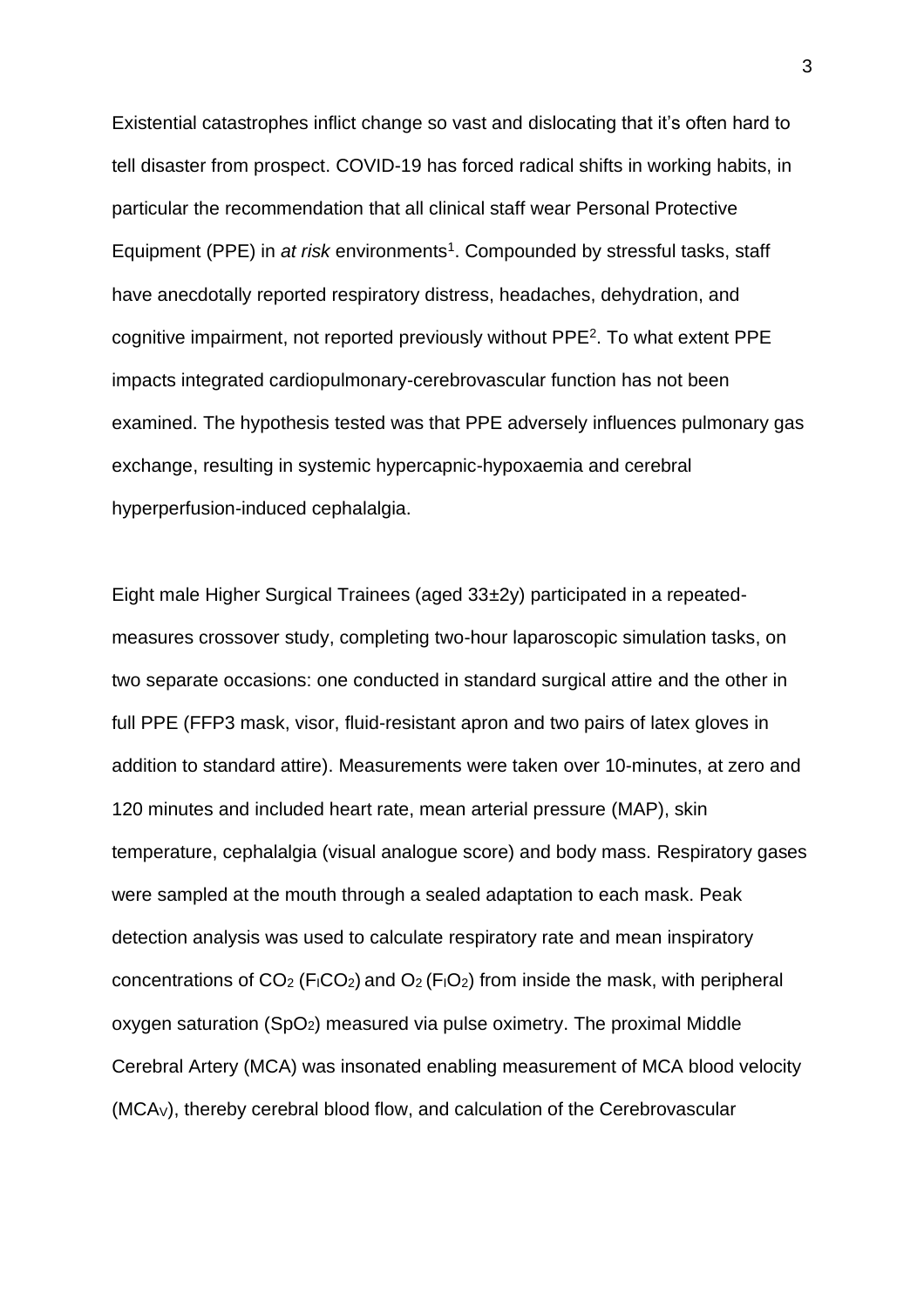Existential catastrophes inflict change so vast and dislocating that it's often hard to tell disaster from prospect. COVID-19 has forced radical shifts in working habits, in particular the recommendation that all clinical staff wear Personal Protective Equipment (PPE) in *at risk* environments[1]. Compounded by stressful tasks, staff have anecdotally reported respiratory distress, headaches, dehydration, and cognitive impairment, not reported previously without PPE[2]. To what extent PPE impacts integrated cardiopulmonary-cerebrovascular function has not been examined. The hypothesis tested was that PPE adversely influences pulmonary gas exchange, resulting in systemic hypercapnic-hypoxaemia and cerebral hyperperfusion-induced cephalalgia.

Eight male Higher Surgical Trainees (aged 33±2y) participated in a repeated-measures crossover study, completing two-hour laparoscopic simulation tasks, on two separate occasions: one conducted in standard surgical attire and the other in full PPE (FFP3 mask, visor, fluid-resistant apron and two pairs of latex gloves in addition to standard attire). Measurements were taken over 10-minutes, at zero and 120 minutes and included heart rate, mean arterial pressure (MAP), skin temperature, cephalalgia (visual analogue score) and body mass. Respiratory gases were sampled at the mouth through a sealed adaptation to each mask. Peak detection analysis was used to calculate respiratory rate and mean inspiratory concentrations of $CO_2$ ($F_ICO_2$) and $O_2$ ($F_IO_2$) from inside the mask, with peripheral oxygen saturation ($SpO_2$) measured via pulse oximetry. The proximal Middle Cerebral Artery (MCA) was insonated enabling measurement of MCA blood velocity ($MCA_V$), thereby cerebral blood flow, and calculation of the Cerebrovascular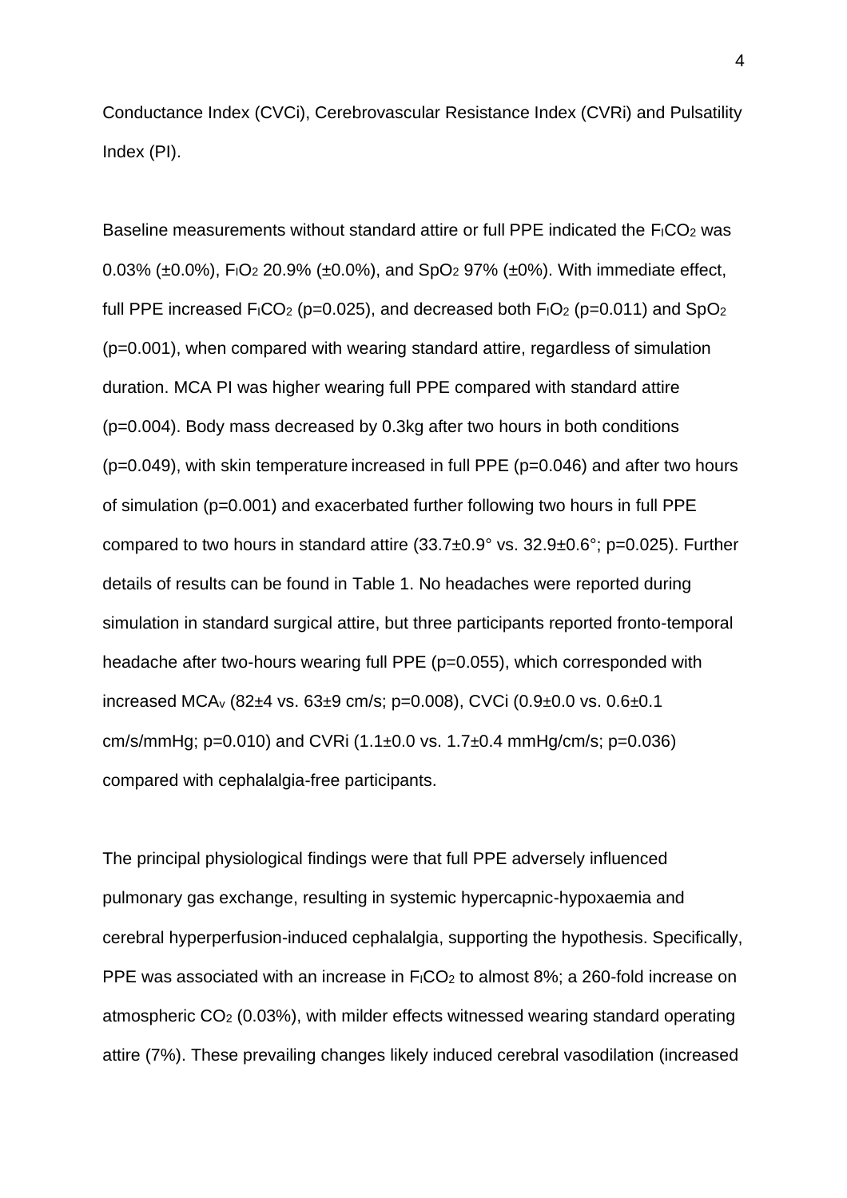Conductance Index (CVCi), Cerebrovascular Resistance Index (CVRi) and Pulsatility Index (PI).

Baseline measurements without standard attire or full PPE indicated the $F_ICO_2$ was 0.03% (±0.0%), $F_IO_2$ 20.9% (±0.0%), and $SpO_2$ 97% (±0%). With immediate effect, full PPE increased $F_ICO_2$ ($p=0.025$), and decreased both $F_IO_2$ ($p=0.011$) and $SpO_2$ ($p=0.001$), when compared with wearing standard attire, regardless of simulation duration. MCA PI was higher wearing full PPE compared with standard attire ($p=0.004$). Body mass decreased by 0.3kg after two hours in both conditions ($p=0.049$), with skin temperature increased in full PPE ($p=0.046$) and after two hours of simulation ($p=0.001$) and exacerbated further following two hours in full PPE compared to two hours in standard attire (33.7±0.9° vs. 32.9±0.6°; $p=0.025$). Further details of results can be found in Table 1. No headaches were reported during simulation in standard surgical attire, but three participants reported fronto-temporal headache after two-hours wearing full PPE ($p=0.055$), which corresponded with increased $MCA_v$ (82±4 vs. 63±9 cm/s; $p=0.008$), CVCi (0.9±0.0 vs. 0.6±0.1 cm/s/mmHg; $p=0.010$) and CVRi (1.1±0.0 vs. 1.7±0.4 mmHg/cm/s; $p=0.036$) compared with cephalalgia-free participants.

The principal physiological findings were that full PPE adversely influenced pulmonary gas exchange, resulting in systemic hypercapnic-hypoxaemia and cerebral hyperperfusion-induced cephalalgia, supporting the hypothesis. Specifically, PPE was associated with an increase in $F_ICO_2$ to almost 8%; a 260-fold increase on atmospheric $CO_2$ (0.03%), with milder effects witnessed wearing standard operating attire (7%). These prevailing changes likely induced cerebral vasodilation (increased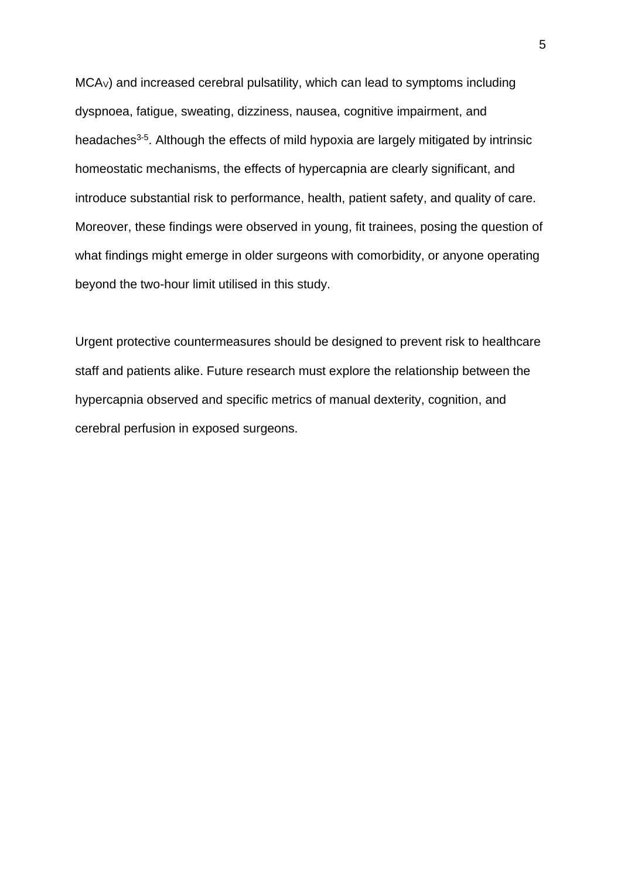$MCA_V$) and increased cerebral pulsatility, which can lead to symptoms including dyspnoea, fatigue, sweating, dizziness, nausea, cognitive impairment, and headaches[3-5]. Although the effects of mild hypoxia are largely mitigated by intrinsic homeostatic mechanisms, the effects of hypercapnia are clearly significant, and introduce substantial risk to performance, health, patient safety, and quality of care. Moreover, these findings were observed in young, fit trainees, posing the question of what findings might emerge in older surgeons with comorbidity, or anyone operating beyond the two-hour limit utilised in this study.

Urgent protective countermeasures should be designed to prevent risk to healthcare staff and patients alike. Future research must explore the relationship between the hypercapnia observed and specific metrics of manual dexterity, cognition, and cerebral perfusion in exposed surgeons.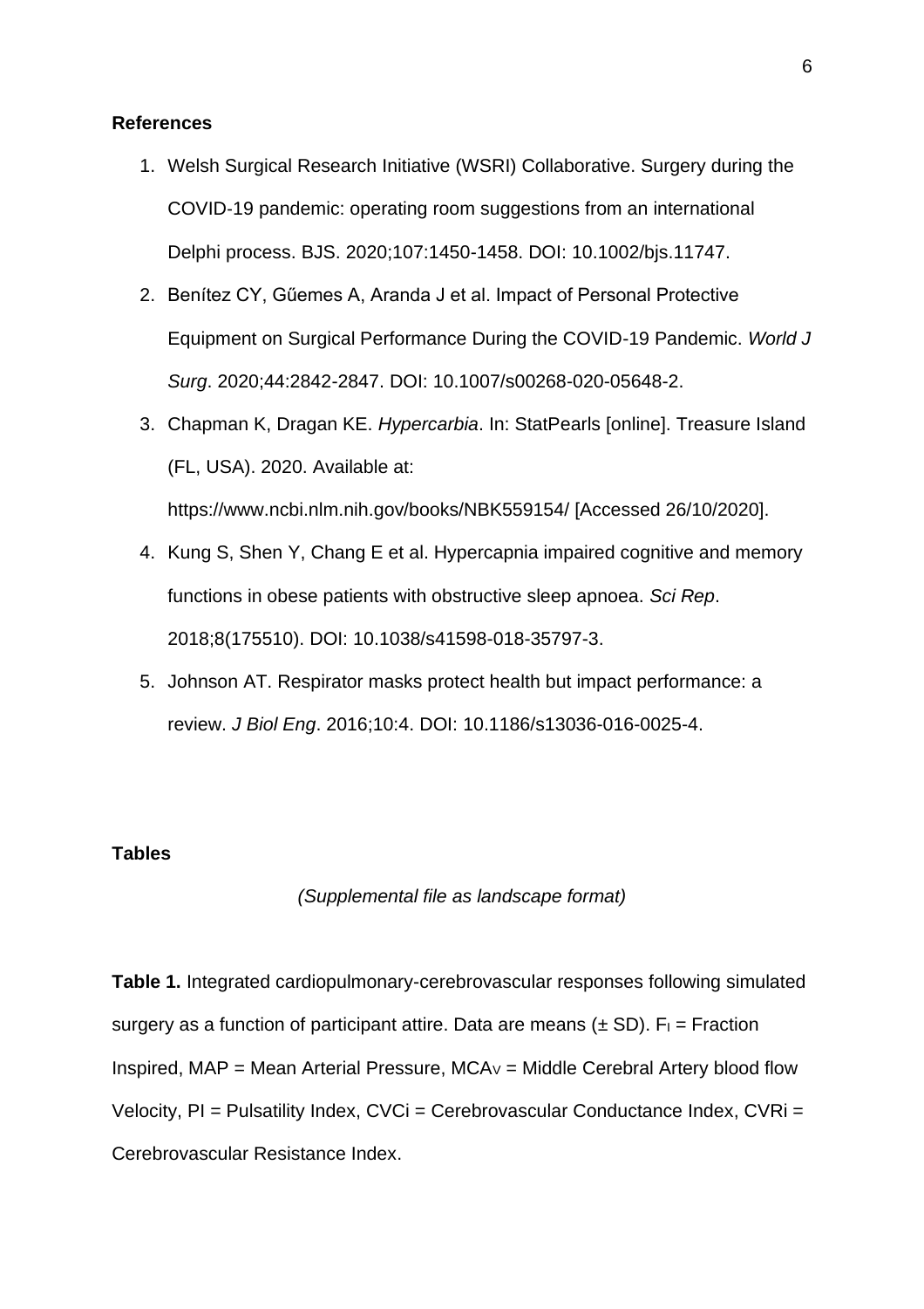**References**

1. Welsh Surgical Research Initiative (WSRI) Collaborative. Surgery during the COVID-19 pandemic: operating room suggestions from an international Delphi process. BJS. 2020;107:1450-1458. DOI: 10.1002/bjs.11747.
2. Benítez CY, Gűemes A, Aranda J et al. Impact of Personal Protective Equipment on Surgical Performance During the COVID-19 Pandemic. *World J Surg*. 2020;44:2842-2847. DOI: 10.1007/s00268-020-05648-2.
3. Chapman K, Dragan KE. *Hypercarbia*. In: StatPearls [online]. Treasure Island (FL, USA). 2020. Available at: https://www.ncbi.nlm.nih.gov/books/NBK559154/ [Accessed 26/10/2020].
4. Kung S, Shen Y, Chang E et al. Hypercapnia impaired cognitive and memory functions in obese patients with obstructive sleep apnoea. *Sci Rep*. 2018;8(175510). DOI: 10.1038/s41598-018-35797-3.
5. Johnson AT. Respirator masks protect health but impact performance: a review. *J Biol Eng*. 2016;10:4. DOI: 10.1186/s13036-016-0025-4.

**Tables**

*(Supplemental file as landscape format)*

**Table 1.** Integrated cardiopulmonary-cerebrovascular responses following simulated surgery as a function of participant attire. Data are means (± SD). $F_I$ = Fraction Inspired, MAP = Mean Arterial Pressure, $MCA_V$ = Middle Cerebral Artery blood flow Velocity, PI = Pulsatility Index, CVCi = Cerebrovascular Conductance Index, CVRi = Cerebrovascular Resistance Index.